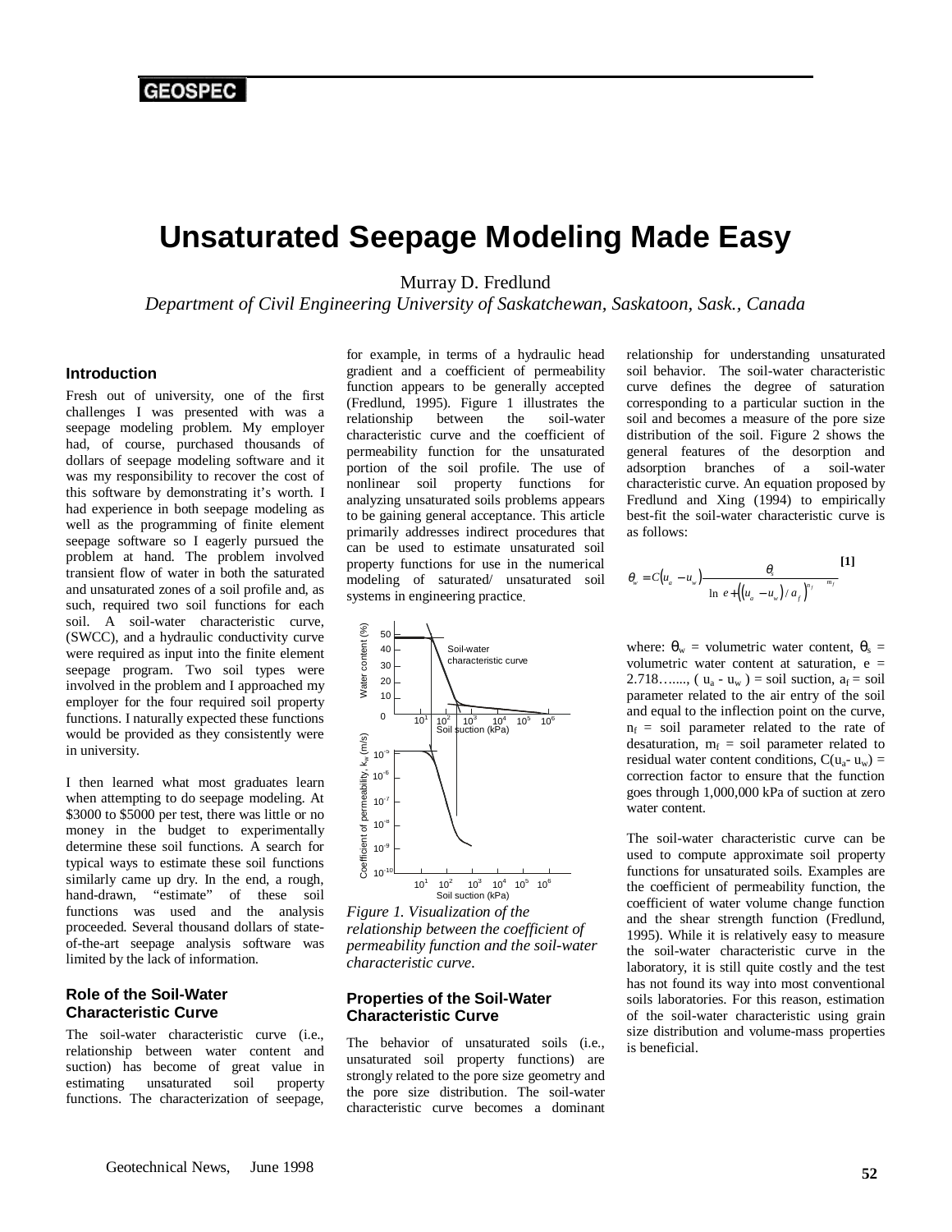# Unsaturated Seepage Modeling Made Easy

Murray D. Fredlund

*Department of Civil Engineering University of Saskatchewan, Saskatoon, Sask., Canada*

## Introduction

Fresh out of university, one of the first challenges I was presented with was a seepage modeling problem. My employer had, of course, purchased thousands of dollars of seepage modeling software and it was my responsibility to recover the cost of this software by demonstrating it's worth. I had experience in both seepage modeling as well as the programming of finite element seepage software so I eagerly pursued the problem at hand. The problem involved transient flow of water in both the saturated and unsaturated zones of a soil profile and, as such, required two soil functions for each soil. A soil-water characteristic curve, (SWCC), and a hydraulic conductivity curve were required as input into the finite element seepage program. Two soil types were involved in the problem and I approached my employer for the four required soil property functions. I naturally expected these functions would be provided as they consistently were in university.

I then learned what most graduates learn when attempting to do seepage modeling. At \$3000 to \$5000 per test, there was little or no money in the budget to experimentally determine these soil functions. A search for typical ways to estimate these soil functions similarly came up dry. In the end, a rough, hand-drawn, "estimate" of these soil functions was used and the analysis proceeded. Several thousand dollars of state-of-the-art seepage analysis software was limited by the lack of information.

## Role of the Soil-Water Characteristic Curve

The soil-water characteristic curve (i.e., relationship between water content and suction) has become of great value in estimating unsaturated soil property functions. The characterization of seepage, for example, in terms of a hydraulic head gradient and a coefficient of permeability function appears to be generally accepted (Fredlund, 1995). Figure 1 illustrates the relationship between the soil-water characteristic curve and the coefficient of permeability function for the unsaturated portion of the soil profile. The use of nonlinear soil property functions for analyzing unsaturated soils problems appears to be gaining general acceptance. This article primarily addresses indirect procedures that can be used to estimate unsaturated soil property functions for use in the numerical modeling of saturated/ unsaturated soil systems in engineering practice.

*Figure 1. Visualization of the relationship between the coefficient of permeability function and the soil-water characteristic curve.*

## Properties of the Soil-Water Characteristic Curve

The behavior of unsaturated soils (i.e., unsaturated soil property functions) are strongly related to the pore size geometry and the pore size distribution. The soil-water characteristic curve becomes a dominant relationship for understanding unsaturated soil behavior. The soil-water characteristic curve defines the degree of saturation corresponding to a particular suction in the soil and becomes a measure of the pore size distribution of the soil. Figure 2 shows the general features of the desorption and adsorption branches of a soil-water characteristic curve. An equation proposed by Fredlund and Xing (1994) to empirically best-fit the soil-water characteristic curve is as follows:

$$\theta_w = C(u_a - u_w)\frac{\theta_s}{\left\{\ln\left[e + \left((u_a - u_w)/a_f\right)^{n_f}\right]\right\}^{m_f}} \quad [1]$$

where: $\theta_w$ = volumetric water content, $\theta_s$ = volumetric water content at saturation, e = 2.718….., ( $u_a$ - $u_w$ ) = soil suction, $a_f$ = soil parameter related to the air entry of the soil and equal to the inflection point on the curve, $n_f$ = soil parameter related to the rate of desaturation, $m_f$ = soil parameter related to residual water content conditions, $C(u_a - u_w)$ = correction factor to ensure that the function goes through 1,000,000 kPa of suction at zero water content.

The soil-water characteristic curve can be used to compute approximate soil property functions for unsaturated soils. Examples are the coefficient of permeability function, the coefficient of water volume change function and the shear strength function (Fredlund, 1995). While it is relatively easy to measure the soil-water characteristic curve in the laboratory, it is still quite costly and the test has not found its way into most conventional soils laboratories. For this reason, estimation of the soil-water characteristic using grain size distribution and volume-mass properties is beneficial.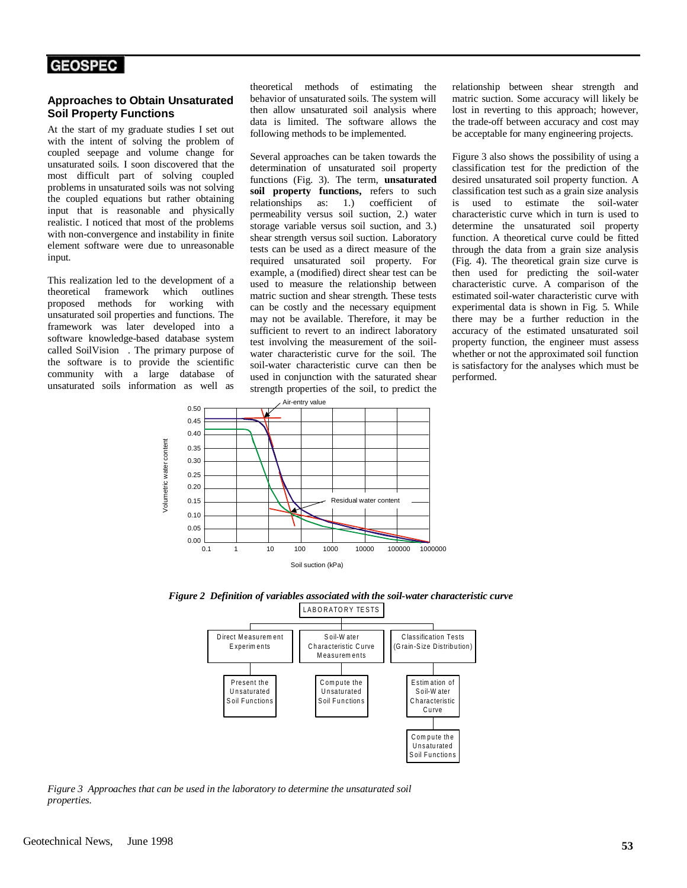## Approaches to Obtain Unsaturated Soil Property Functions

At the start of my graduate studies I set out with the intent of solving the problem of coupled seepage and volume change for unsaturated soils. I soon discovered that the most difficult part of solving coupled problems in unsaturated soils was not solving the coupled equations but rather obtaining input that is reasonable and physically realistic. I noticed that most of the problems with non-convergence and instability in finite element software were due to unreasonable input.

This realization led to the development of a theoretical framework which outlines proposed methods for working with unsaturated soil properties and functions. The framework was later developed into a software knowledge-based database system called SoilVision . The primary purpose of the software is to provide the scientific community with a large database of unsaturated soils information as well as theoretical methods of estimating the behavior of unsaturated soils. The system will then allow unsaturated soil analysis where data is limited. The software allows the following methods to be implemented.

Several approaches can be taken towards the determination of unsaturated soil property functions (Fig. 3). The term, **unsaturated soil property functions,** refers to such relationships as: 1.) coefficient of permeability versus soil suction, 2.) water storage variable versus soil suction, and 3.) shear strength versus soil suction. Laboratory tests can be used as a direct measure of the required unsaturated soil property. For example, a (modified) direct shear test can be used to measure the relationship between matric suction and shear strength. These tests can be costly and the necessary equipment may not be available. Therefore, it may be sufficient to revert to an indirect laboratory test involving the measurement of the soil-water characteristic curve for the soil. The soil-water characteristic curve can then be used in conjunction with the saturated shear strength properties of the soil, to predict the relationship between shear strength and matric suction. Some accuracy will likely be lost in reverting to this approach; however, the trade-off between accuracy and cost may be acceptable for many engineering projects.

Figure 3 also shows the possibility of using a classification test for the prediction of the desired unsaturated soil property function. A classification test such as a grain size analysis is used to estimate the soil-water characteristic curve which in turn is used to determine the unsaturated soil property function. A theoretical curve could be fitted through the data from a grain size analysis (Fig. 4). The theoretical grain size curve is then used for predicting the soil-water characteristic curve. A comparison of the estimated soil-water characteristic curve with experimental data is shown in Fig. 5. While there may be a further reduction in the accuracy of the estimated unsaturated soil property function, the engineer must assess whether or not the approximated soil function is satisfactory for the analyses which must be performed.

*Figure 2 Definition of variables associated with the soil-water characteristic curve*

*Figure 3 Approaches that can be used in the laboratory to determine the unsaturated soil properties.*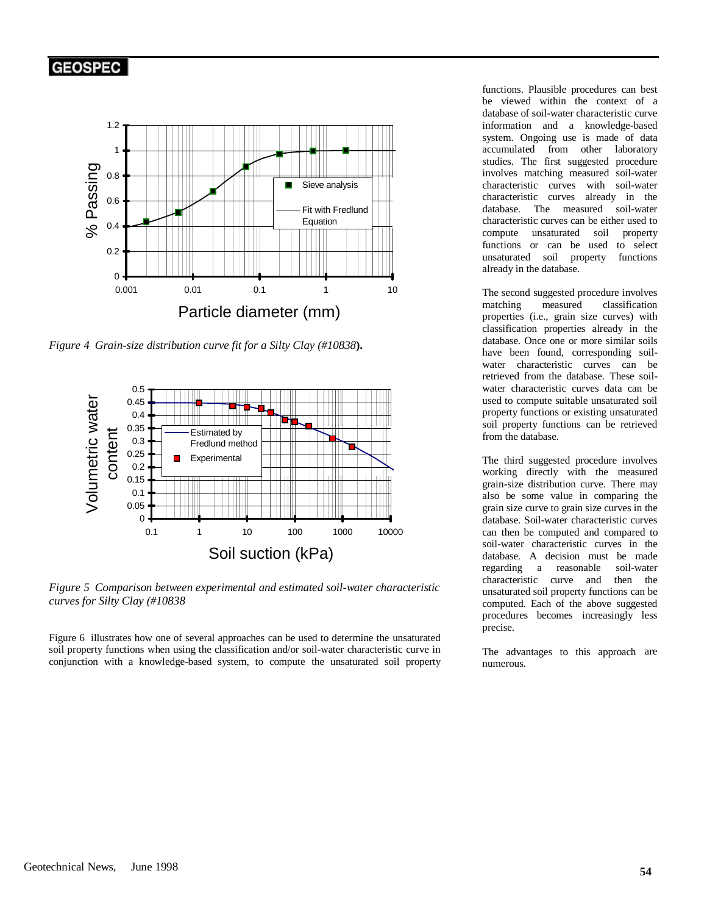*Figure 4 Grain-size distribution curve fit for a Silty Clay (#10838*).

*Figure 5 Comparison between experimental and estimated soil-water characteristic curves for Silty Clay (#10838*

Figure 6 illustrates how one of several approaches can be used to determine the unsaturated soil property functions when using the classification and/or soil-water characteristic curve in conjunction with a knowledge-based system, to compute the unsaturated soil property functions. Plausible procedures can best be viewed within the context of a database of soil-water characteristic curve information and a knowledge-based system. Ongoing use is made of data accumulated from other laboratory studies. The first suggested procedure involves matching measured soil-water characteristic curves with soil-water characteristic curves already in the database. The measured soil-water characteristic curves can be either used to compute unsaturated soil property functions or can be used to select unsaturated soil property functions already in the database.

The second suggested procedure involves matching measured classification properties (i.e., grain size curves) with classification properties already in the database. Once one or more similar soils have been found, corresponding soil-water characteristic curves can be retrieved from the database. These soil-water characteristic curves data can be used to compute suitable unsaturated soil property functions or existing unsaturated soil property functions can be retrieved from the database.

The third suggested procedure involves working directly with the measured grain-size distribution curve. There may also be some value in comparing the grain size curve to grain size curves in the database. Soil-water characteristic curves can then be computed and compared to soil-water characteristic curves in the database. A decision must be made regarding a reasonable soil-water characteristic curve and then the unsaturated soil property functions can be computed. Each of the above suggested procedures becomes increasingly less precise.

The advantages to this approach are numerous.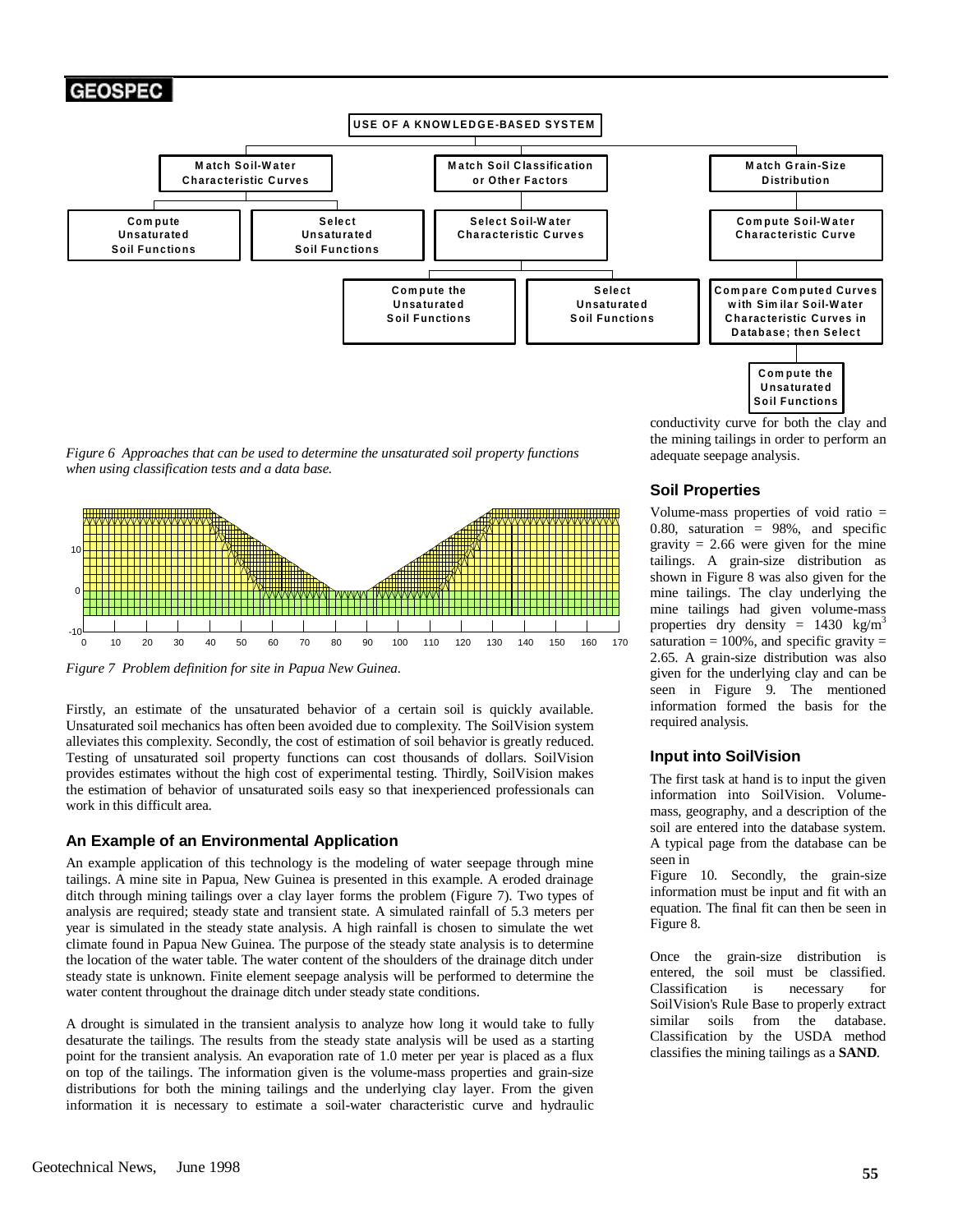USE OF A KNOWLEDGE-BASED SYSTEM

- Match Soil-Water Characteristic Curves
  - Compute Unsaturated Soil Functions
  - Select Unsaturated Soil Functions
- Match Soil Classification or Other Factors
  - Select Soil-Water Characteristic Curves
    - Compute the Unsaturated Soil Functions
    - Select Unsaturated Soil Functions
- Match Grain-Size Distribution
  - Compute Soil-Water Characteristic Curve
    - Compare Computed Curves with Similar Soil-Water Characteristic Curves in Database; then Select
      - Compute the Unsaturated Soil Functions

*Figure 6 Approaches that can be used to determine the unsaturated soil property functions when using classification tests and a data base.*

*Figure 7 Problem definition for site in Papua New Guinea.*

Firstly, an estimate of the unsaturated behavior of a certain soil is quickly available. Unsaturated soil mechanics has often been avoided due to complexity. The SoilVision system alleviates this complexity. Secondly, the cost of estimation of soil behavior is greatly reduced. Testing of unsaturated soil property functions can cost thousands of dollars. SoilVision provides estimates without the high cost of experimental testing. Thirdly, SoilVision makes the estimation of behavior of unsaturated soils easy so that inexperienced professionals can work in this difficult area.

### An Example of an Environmental Application

An example application of this technology is the modeling of water seepage through mine tailings. A mine site in Papua, New Guinea is presented in this example. A eroded drainage ditch through mining tailings over a clay layer forms the problem (Figure 7). Two types of analysis are required; steady state and transient state. A simulated rainfall of 5.3 meters per year is simulated in the steady state analysis. A high rainfall is chosen to simulate the wet climate found in Papua New Guinea. The purpose of the steady state analysis is to determine the location of the water table. The water content of the shoulders of the drainage ditch under steady state is unknown. Finite element seepage analysis will be performed to determine the water content throughout the drainage ditch under steady state conditions.

A drought is simulated in the transient analysis to analyze how long it would take to fully desaturate the tailings. The results from the steady state analysis will be used as a starting point for the transient analysis. An evaporation rate of 1.0 meter per year is placed as a flux on top of the tailings. The information given is the volume-mass properties and grain-size distributions for both the mining tailings and the underlying clay layer. From the given information it is necessary to estimate a soil-water characteristic curve and hydraulic conductivity curve for both the clay and the mining tailings in order to perform an adequate seepage analysis.

### Soil Properties

Volume-mass properties of void ratio = 0.80, saturation = 98%, and specific gravity = 2.66 were given for the mine tailings. A grain-size distribution as shown in Figure 8 was also given for the mine tailings. The clay underlying the mine tailings had given volume-mass properties dry density = 1430 $kg/m^3$ saturation = 100%, and specific gravity = 2.65. A grain-size distribution was also given for the underlying clay and can be seen in Figure 9. The mentioned information formed the basis for the required analysis.

### Input into SoilVision

The first task at hand is to input the given information into SoilVision. Volume-mass, geography, and a description of the soil are entered into the database system. A typical page from the database can be seen in Figure 10. Secondly, the grain-size information must be input and fit with an equation. The final fit can then be seen in Figure 8.

Once the grain-size distribution is entered, the soil must be classified. Classification is necessary for SoilVision's Rule Base to properly extract similar soils from the database. Classification by the USDA method classifies the mining tailings as a **SAND**.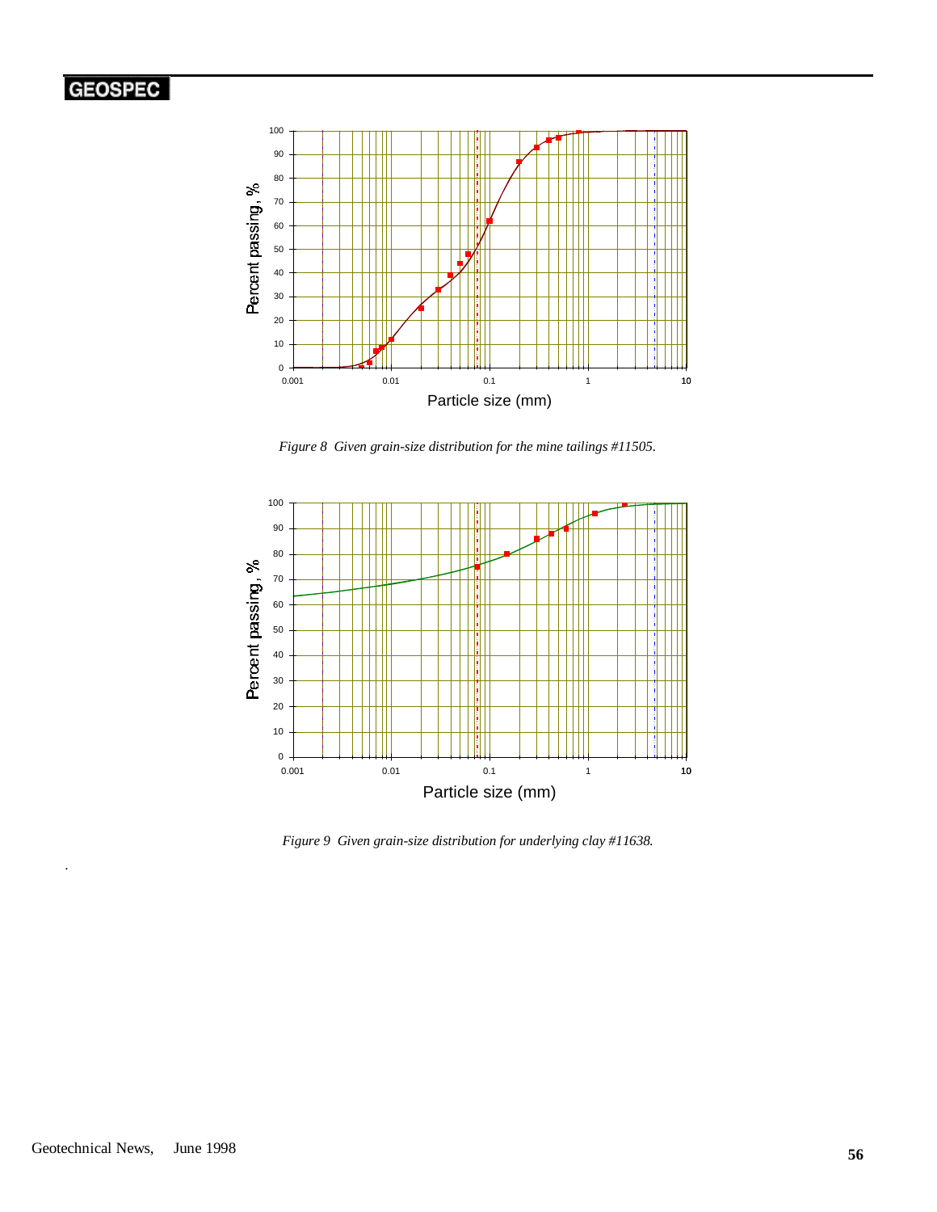*Figure 8 Given grain-size distribution for the mine tailings #11505.*

*Figure 9 Given grain-size distribution for underlying clay #11638.*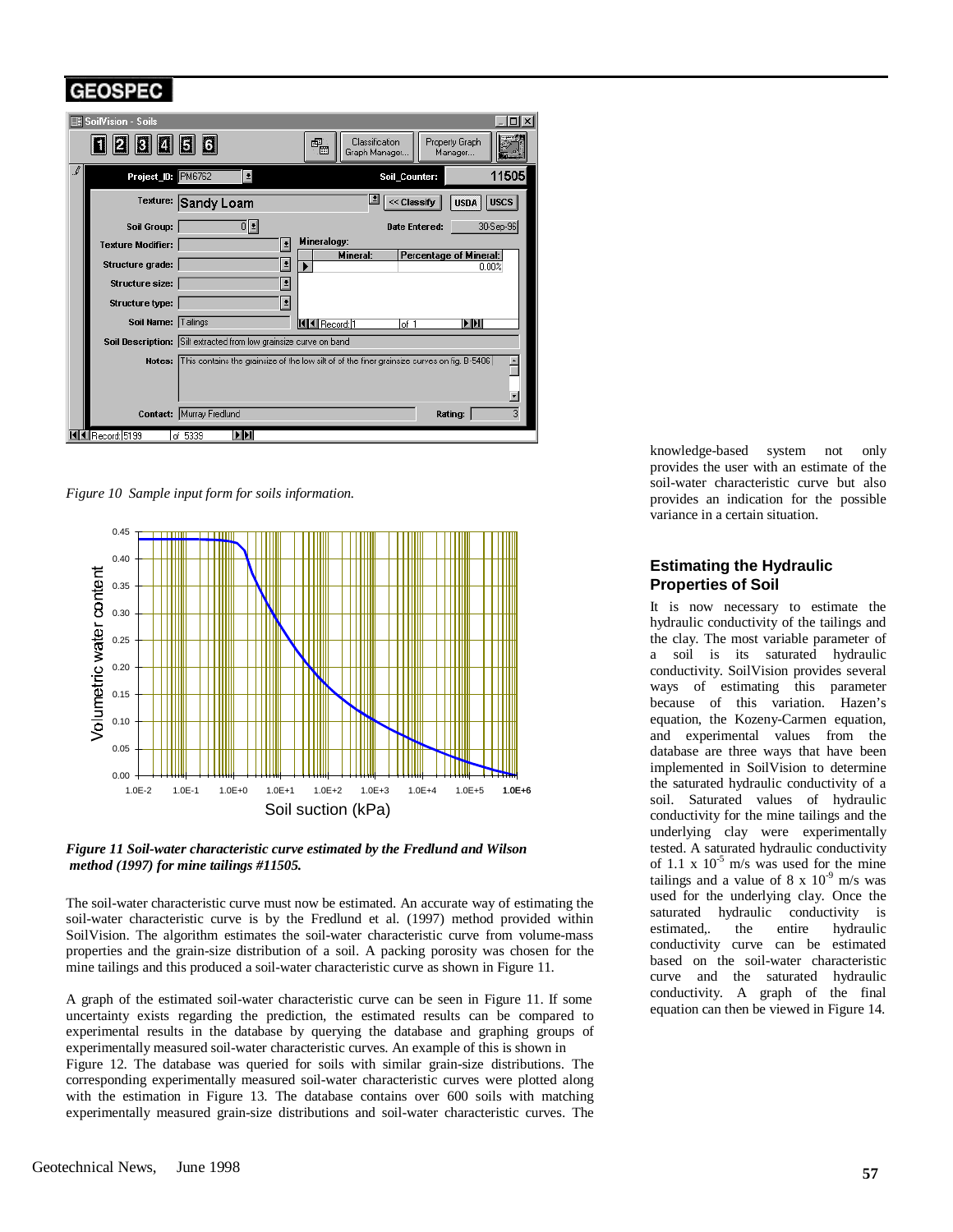# GEOSPEC

*Figure 10 Sample input form for soils information.*

***Figure 11 Soil-water characteristic curve estimated by the Fredlund and Wilson method (1997) for mine tailings #11505.***

The soil-water characteristic curve must now be estimated. An accurate way of estimating the soil-water characteristic curve is by the Fredlund et al. (1997) method provided within SoilVision. The algorithm estimates the soil-water characteristic curve from volume-mass properties and the grain-size distribution of a soil. A packing porosity was chosen for the mine tailings and this produced a soil-water characteristic curve as shown in Figure 11.

A graph of the estimated soil-water characteristic curve can be seen in Figure 11. If some uncertainty exists regarding the prediction, the estimated results can be compared to experimental results in the database by querying the database and graphing groups of experimentally measured soil-water characteristic curves. An example of this is shown in Figure 12. The database was queried for soils with similar grain-size distributions. The corresponding experimentally measured soil-water characteristic curves were plotted along with the estimation in Figure 13. The database contains over 600 soils with matching experimentally measured grain-size distributions and soil-water characteristic curves. The knowledge-based system not only provides the user with an estimate of the soil-water characteristic curve but also provides an indication for the possible variance in a certain situation.

## Estimating the Hydraulic Properties of Soil

It is now necessary to estimate the hydraulic conductivity of the tailings and the clay. The most variable parameter of a soil is its saturated hydraulic conductivity. SoilVision provides several ways of estimating this parameter because of this variation. Hazen's equation, the Kozeny-Carmen equation, and experimental values from the database are three ways that have been implemented in SoilVision to determine the saturated hydraulic conductivity of a soil. Saturated values of hydraulic conductivity for the mine tailings and the underlying clay were experimentally tested. A saturated hydraulic conductivity of $1.1 \times 10^{-5}$ m/s was used for the mine tailings and a value of $8 \times 10^{-9}$ m/s was used for the underlying clay. Once the saturated hydraulic conductivity is estimated,. the entire hydraulic conductivity curve can be estimated based on the soil-water characteristic curve and the saturated hydraulic conductivity. A graph of the final equation can then be viewed in Figure 14.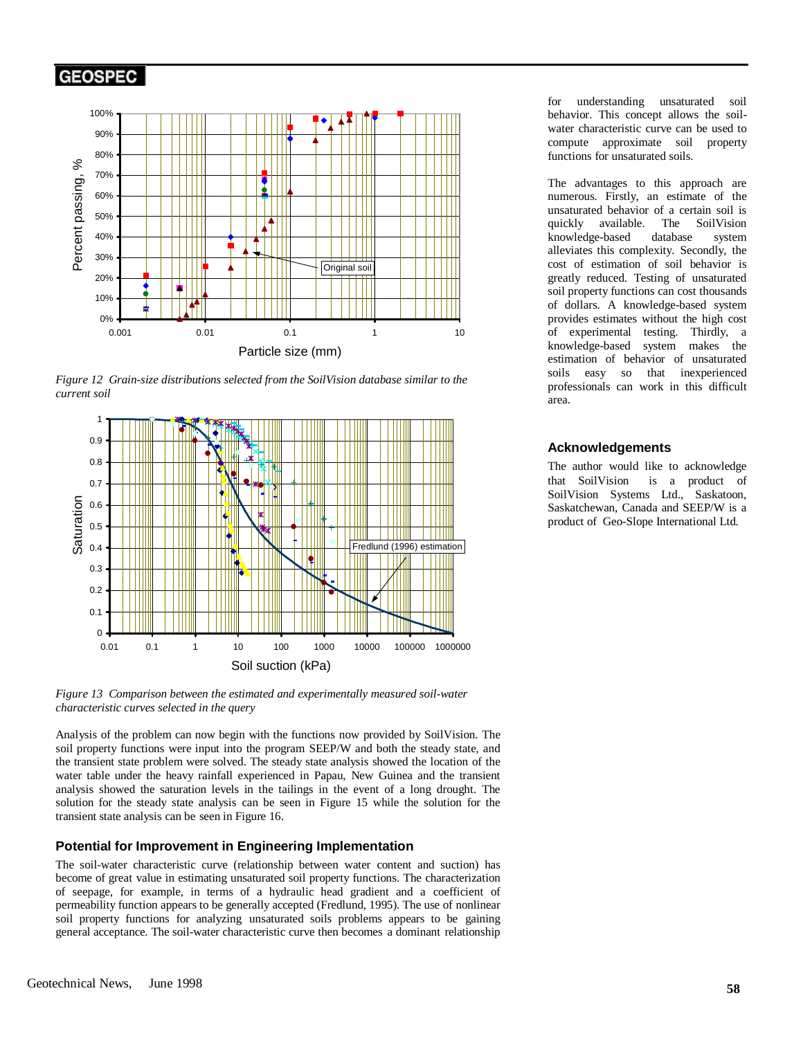*Figure 12 Grain-size distributions selected from the SoilVision database similar to the current soil*

*Figure 13 Comparison between the estimated and experimentally measured soil-water characteristic curves selected in the query*

Analysis of the problem can now begin with the functions now provided by SoilVision. The soil property functions were input into the program SEEP/W and both the steady state, and the transient state problem were solved. The steady state analysis showed the location of the water table under the heavy rainfall experienced in Papau, New Guinea and the transient analysis showed the saturation levels in the tailings in the event of a long drought. The solution for the steady state analysis can be seen in Figure 15 while the solution for the transient state analysis can be seen in Figure 16.

## Potential for Improvement in Engineering Implementation

The soil-water characteristic curve (relationship between water content and suction) has become of great value in estimating unsaturated soil property functions. The characterization of seepage, for example, in terms of a hydraulic head gradient and a coefficient of permeability function appears to be generally accepted (Fredlund, 1995). The use of nonlinear soil property functions for analyzing unsaturated soils problems appears to be gaining general acceptance. The soil-water characteristic curve then becomes a dominant relationship for understanding unsaturated soil behavior. This concept allows the soil-water characteristic curve can be used to compute approximate soil property functions for unsaturated soils.

The advantages to this approach are numerous. Firstly, an estimate of the unsaturated behavior of a certain soil is quickly available. The SoilVision knowledge-based database system alleviates this complexity. Secondly, the cost of estimation of soil behavior is greatly reduced. Testing of unsaturated soil property functions can cost thousands of dollars. A knowledge-based system provides estimates without the high cost of experimental testing. Thirdly, a knowledge-based system makes the estimation of behavior of unsaturated soils easy so that inexperienced professionals can work in this difficult area.

## Acknowledgements

The author would like to acknowledge that SoilVision is a product of SoilVision Systems Ltd., Saskatoon, Saskatchewan, Canada and SEEP/W is a product of Geo-Slope International Ltd.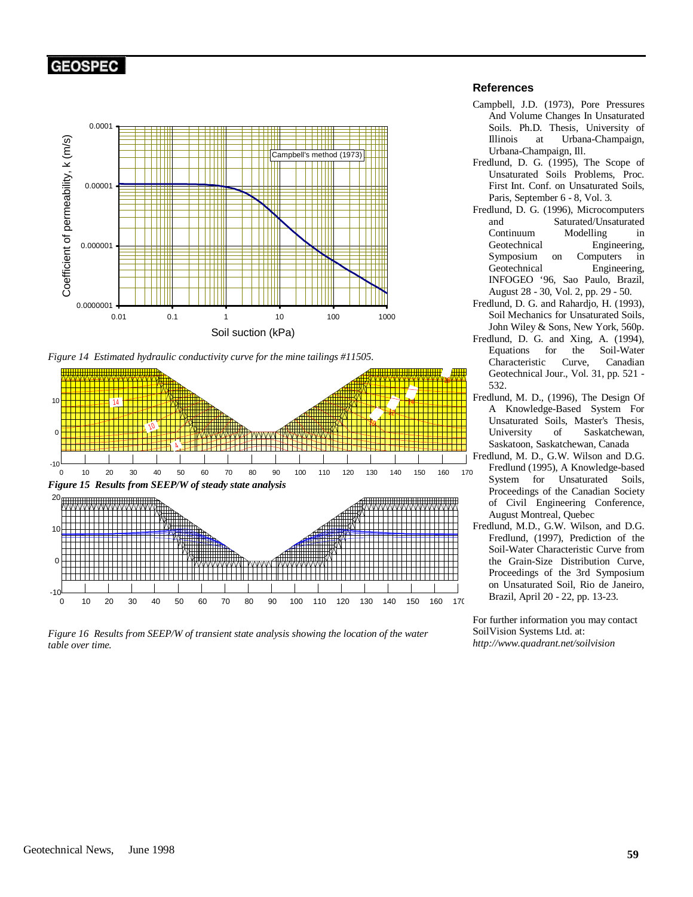0.0001

0.00001

0.000001

0.0000001

Coefficient of permeability, k (m/s)

Campbell's method (1973)

0.01 0.1 1 10 100 1000

Soil suction (kPa)

*Figure 14 Estimated hydraulic conductivity curve for the mine tailings #11505.*

10

0

-10

0 10 20 30 40 50 60 70 80 90 100 110 120 130 140 150 160 170

14

10

*Figure 15 Results from SEEP/W of steady state analysis*

20

10

0

-10

0 10 20 30 40 50 60 70 80 90 100 110 120 130 140 150 160 170

*Figure 16 Results from SEEP/W of transient state analysis showing the location of the water table over time.*

### References

Campbell, J.D. (1973), Pore Pressures And Volume Changes In Unsaturated Soils. Ph.D. Thesis, University of Illinois at Urbana-Champaign, Urbana-Champaign, Ill.

Fredlund, D. G. (1995), The Scope of Unsaturated Soils Problems, Proc. First Int. Conf. on Unsaturated Soils, Paris, September 6 - 8, Vol. 3.

Fredlund, D. G. (1996), Microcomputers and Saturated/Unsaturated Continuum Modelling in Geotechnical Engineering, Symposium on Computers in Geotechnical Engineering, INFOGEO '96, Sao Paulo, Brazil, August 28 - 30, Vol. 2, pp. 29 - 50.

Fredlund, D. G. and Rahardjo, H. (1993), Soil Mechanics for Unsaturated Soils, John Wiley & Sons, New York, 560p.

Fredlund, D. G. and Xing, A. (1994), Equations for the Soil-Water Characteristic Curve, Canadian Geotechnical Jour., Vol. 31, pp. 521 - 532.

Fredlund, M. D., (1996), The Design Of A Knowledge-Based System For Unsaturated Soils, Master's Thesis, University of Saskatchewan, Saskatoon, Saskatchewan, Canada

Fredlund, M. D., G.W. Wilson and D.G. Fredlund (1995), A Knowledge-based System for Unsaturated Soils, Proceedings of the Canadian Society of Civil Engineering Conference, August Montreal, Quebec

Fredlund, M.D., G.W. Wilson, and D.G. Fredlund, (1997), Prediction of the Soil-Water Characteristic Curve from the Grain-Size Distribution Curve, Proceedings of the 3rd Symposium on Unsaturated Soil, Rio de Janeiro, Brazil, April 20 - 22, pp. 13-23.

For further information you may contact SoilVision Systems Ltd. at:
*http://www.quadrant.net/soilvision*